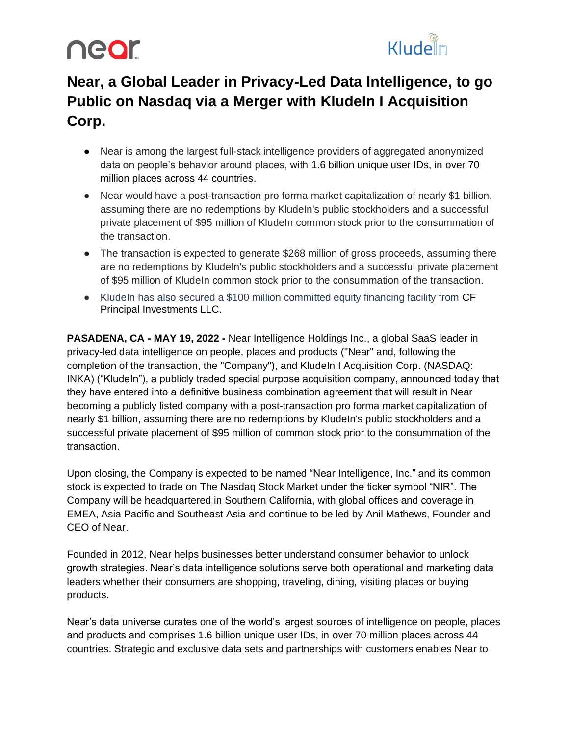# Near, a Global Leader in Privacy-Led Data Intelligence, to go Public on Nasdaq via a Merger with KludeIn I Acquisition Corp.

- Near is among the largest full-stack intelligence providers of aggregated anonymized data on people's behavior around places, with 1.6 billion unique user IDs, in over 70 million places across 44 countries.
- Near would have a post-transaction pro forma market capitalization of nearly $1 billion, assuming there are no redemptions by KludeIn's public stockholders and a successful private placement of $95 million of KludeIn common stock prior to the consummation of the transaction.
- The transaction is expected to generate $268 million of gross proceeds, assuming there are no redemptions by KludeIn's public stockholders and a successful private placement of $95 million of KludeIn common stock prior to the consummation of the transaction.
- KludeIn has also secured a $100 million committed equity financing facility from CF Principal Investments LLC.

**PASADENA, CA - MAY 19, 2022 -** Near Intelligence Holdings Inc., a global SaaS leader in privacy-led data intelligence on people, places and products ("Near" and, following the completion of the transaction, the "Company"), and KludeIn I Acquisition Corp. (NASDAQ: INKA) ("KludeIn"), a publicly traded special purpose acquisition company, announced today that they have entered into a definitive business combination agreement that will result in Near becoming a publicly listed company with a post-transaction pro forma market capitalization of nearly $1 billion, assuming there are no redemptions by KludeIn's public stockholders and a successful private placement of $95 million of common stock prior to the consummation of the transaction.

Upon closing, the Company is expected to be named "Near Intelligence, Inc." and its common stock is expected to trade on The Nasdaq Stock Market under the ticker symbol "NIR". The Company will be headquartered in Southern California, with global offices and coverage in EMEA, Asia Pacific and Southeast Asia and continue to be led by Anil Mathews, Founder and CEO of Near.

Founded in 2012, Near helps businesses better understand consumer behavior to unlock growth strategies. Near's data intelligence solutions serve both operational and marketing data leaders whether their consumers are shopping, traveling, dining, visiting places or buying products.

Near's data universe curates one of the world's largest sources of intelligence on people, places and products and comprises 1.6 billion unique user IDs, in over 70 million places across 44 countries. Strategic and exclusive data sets and partnerships with customers enables Near to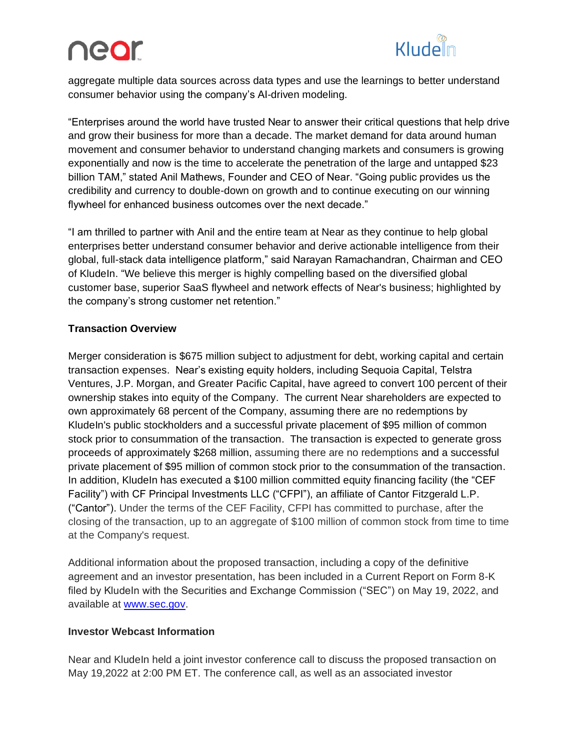aggregate multiple data sources across data types and use the learnings to better understand consumer behavior using the company's AI-driven modeling.

"Enterprises around the world have trusted Near to answer their critical questions that help drive and grow their business for more than a decade. The market demand for data around human movement and consumer behavior to understand changing markets and consumers is growing exponentially and now is the time to accelerate the penetration of the large and untapped $23 billion TAM," stated Anil Mathews, Founder and CEO of Near. "Going public provides us the credibility and currency to double-down on growth and to continue executing on our winning flywheel for enhanced business outcomes over the next decade."

"I am thrilled to partner with Anil and the entire team at Near as they continue to help global enterprises better understand consumer behavior and derive actionable intelligence from their global, full-stack data intelligence platform," said Narayan Ramachandran, Chairman and CEO of KludeIn. "We believe this merger is highly compelling based on the diversified global customer base, superior SaaS flywheel and network effects of Near's business; highlighted by the company's strong customer net retention."

**Transaction Overview**

Merger consideration is $675 million subject to adjustment for debt, working capital and certain transaction expenses. Near's existing equity holders, including Sequoia Capital, Telstra Ventures, J.P. Morgan, and Greater Pacific Capital, have agreed to convert 100 percent of their ownership stakes into equity of the Company. The current Near shareholders are expected to own approximately 68 percent of the Company, assuming there are no redemptions by KludeIn's public stockholders and a successful private placement of $95 million of common stock prior to consummation of the transaction. The transaction is expected to generate gross proceeds of approximately $268 million, assuming there are no redemptions and a successful private placement of $95 million of common stock prior to the consummation of the transaction. In addition, KludeIn has executed a $100 million committed equity financing facility (the "CEF Facility") with CF Principal Investments LLC ("CFPI"), an affiliate of Cantor Fitzgerald L.P. ("Cantor"). Under the terms of the CEF Facility, CFPI has committed to purchase, after the closing of the transaction, up to an aggregate of $100 million of common stock from time to time at the Company's request.

Additional information about the proposed transaction, including a copy of the definitive agreement and an investor presentation, has been included in a Current Report on Form 8-K filed by KludeIn with the Securities and Exchange Commission ("SEC") on May 19, 2022, and available at www.sec.gov.

**Investor Webcast Information**

Near and KludeIn held a joint investor conference call to discuss the proposed transaction on May 19,2022 at 2:00 PM ET. The conference call, as well as an associated investor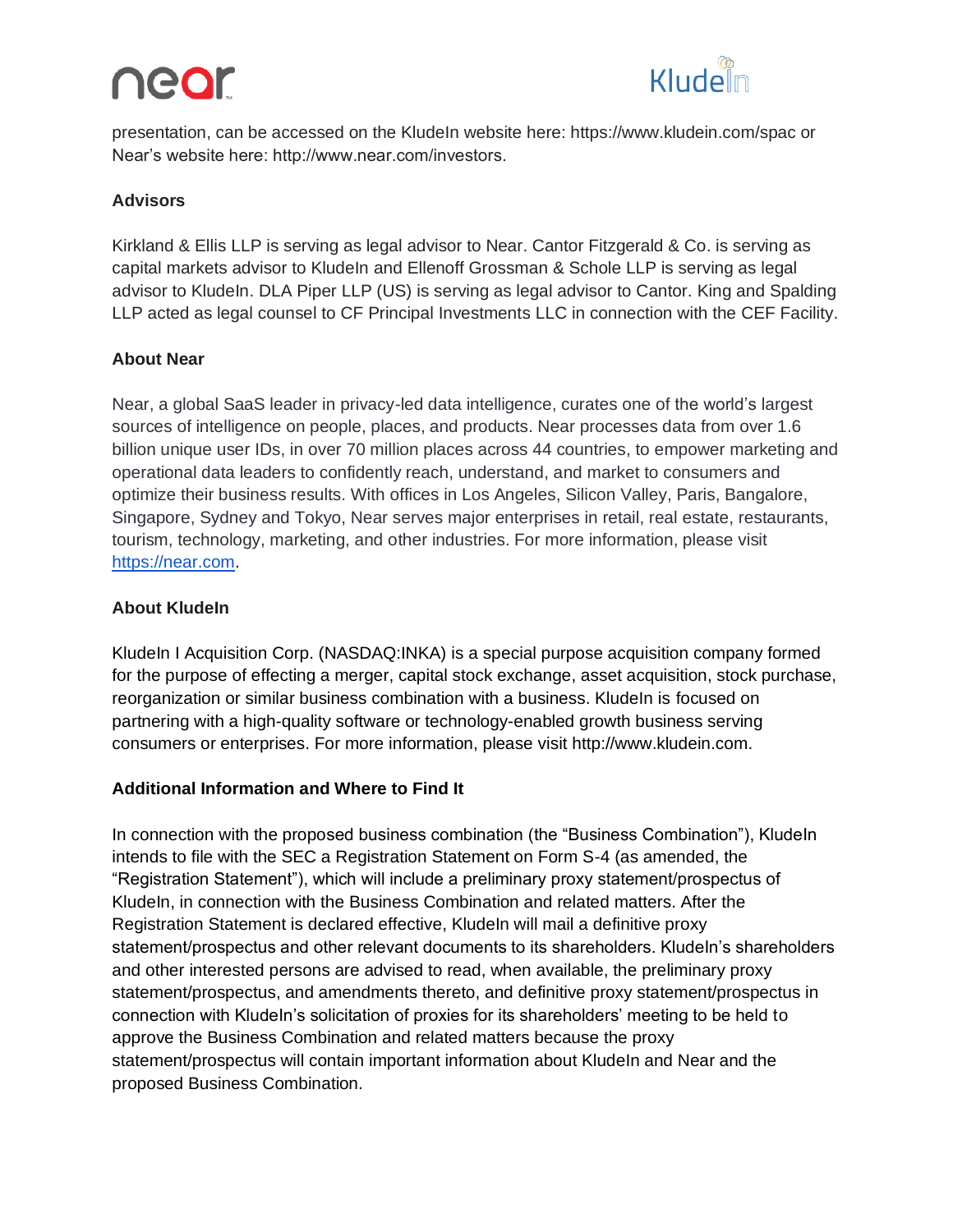presentation, can be accessed on the KludeIn website here: https://www.kludein.com/spac or Near's website here: http://www.near.com/investors.

**Advisors**

Kirkland & Ellis LLP is serving as legal advisor to Near. Cantor Fitzgerald & Co. is serving as capital markets advisor to KludeIn and Ellenoff Grossman & Schole LLP is serving as legal advisor to KludeIn. DLA Piper LLP (US) is serving as legal advisor to Cantor. King and Spalding LLP acted as legal counsel to CF Principal Investments LLC in connection with the CEF Facility.

**About Near**

Near, a global SaaS leader in privacy-led data intelligence, curates one of the world's largest sources of intelligence on people, places, and products. Near processes data from over 1.6 billion unique user IDs, in over 70 million places across 44 countries, to empower marketing and operational data leaders to confidently reach, understand, and market to consumers and optimize their business results. With offices in Los Angeles, Silicon Valley, Paris, Bangalore, Singapore, Sydney and Tokyo, Near serves major enterprises in retail, real estate, restaurants, tourism, technology, marketing, and other industries. For more information, please visit [https://near.com](https://near.com).

**About KludeIn**

KludeIn I Acquisition Corp. (NASDAQ:INKA) is a special purpose acquisition company formed for the purpose of effecting a merger, capital stock exchange, asset acquisition, stock purchase, reorganization or similar business combination with a business. KludeIn is focused on partnering with a high-quality software or technology-enabled growth business serving consumers or enterprises. For more information, please visit http://www.kludein.com.

**Additional Information and Where to Find It**

In connection with the proposed business combination (the "Business Combination"), KludeIn intends to file with the SEC a Registration Statement on Form S-4 (as amended, the "Registration Statement"), which will include a preliminary proxy statement/prospectus of KludeIn, in connection with the Business Combination and related matters. After the Registration Statement is declared effective, KludeIn will mail a definitive proxy statement/prospectus and other relevant documents to its shareholders. KludeIn's shareholders and other interested persons are advised to read, when available, the preliminary proxy statement/prospectus, and amendments thereto, and definitive proxy statement/prospectus in connection with KludeIn's solicitation of proxies for its shareholders' meeting to be held to approve the Business Combination and related matters because the proxy statement/prospectus will contain important information about KludeIn and Near and the proposed Business Combination.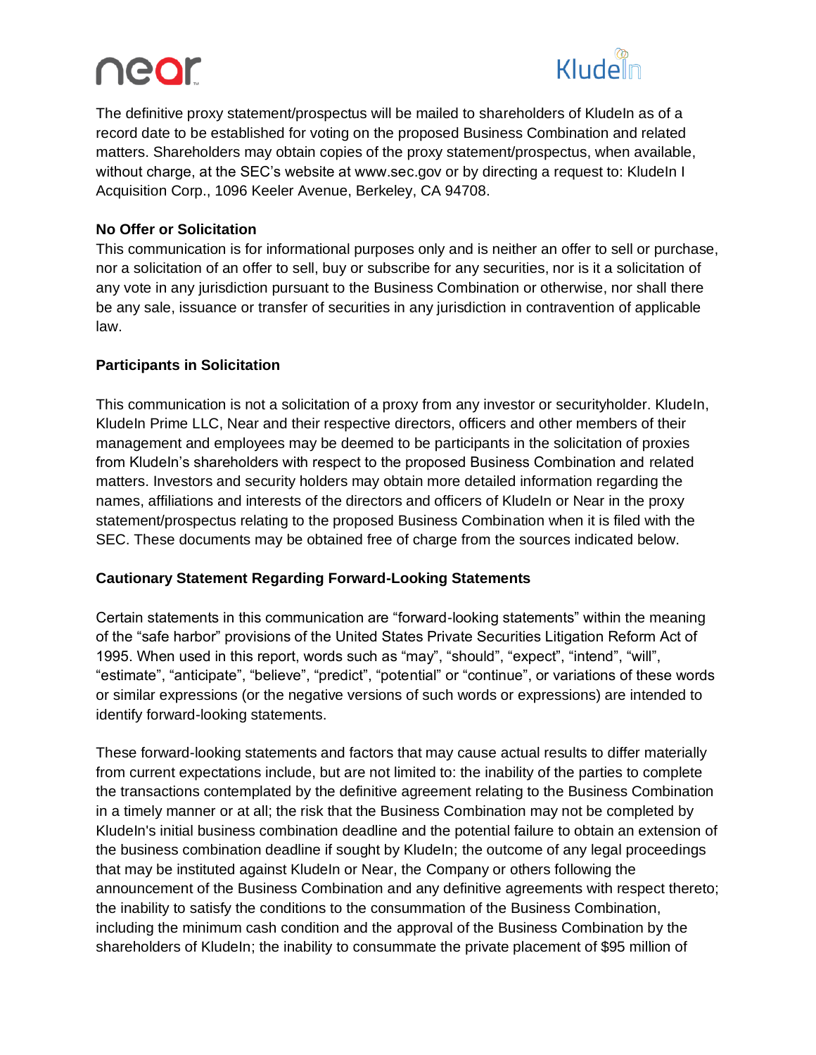The definitive proxy statement/prospectus will be mailed to shareholders of KludeIn as of a record date to be established for voting on the proposed Business Combination and related matters. Shareholders may obtain copies of the proxy statement/prospectus, when available, without charge, at the SEC's website at www.sec.gov or by directing a request to: KludeIn I Acquisition Corp., 1096 Keeler Avenue, Berkeley, CA 94708.

**No Offer or Solicitation**

This communication is for informational purposes only and is neither an offer to sell or purchase, nor a solicitation of an offer to sell, buy or subscribe for any securities, nor is it a solicitation of any vote in any jurisdiction pursuant to the Business Combination or otherwise, nor shall there be any sale, issuance or transfer of securities in any jurisdiction in contravention of applicable law.

**Participants in Solicitation**

This communication is not a solicitation of a proxy from any investor or securityholder. KludeIn, KludeIn Prime LLC, Near and their respective directors, officers and other members of their management and employees may be deemed to be participants in the solicitation of proxies from KludeIn's shareholders with respect to the proposed Business Combination and related matters. Investors and security holders may obtain more detailed information regarding the names, affiliations and interests of the directors and officers of KludeIn or Near in the proxy statement/prospectus relating to the proposed Business Combination when it is filed with the SEC. These documents may be obtained free of charge from the sources indicated below.

**Cautionary Statement Regarding Forward-Looking Statements**

Certain statements in this communication are "forward-looking statements" within the meaning of the "safe harbor" provisions of the United States Private Securities Litigation Reform Act of 1995. When used in this report, words such as "may", "should", "expect", "intend", "will", "estimate", "anticipate", "believe", "predict", "potential" or "continue", or variations of these words or similar expressions (or the negative versions of such words or expressions) are intended to identify forward-looking statements.

These forward-looking statements and factors that may cause actual results to differ materially from current expectations include, but are not limited to: the inability of the parties to complete the transactions contemplated by the definitive agreement relating to the Business Combination in a timely manner or at all; the risk that the Business Combination may not be completed by KludeIn's initial business combination deadline and the potential failure to obtain an extension of the business combination deadline if sought by KludeIn; the outcome of any legal proceedings that may be instituted against KludeIn or Near, the Company or others following the announcement of the Business Combination and any definitive agreements with respect thereto; the inability to satisfy the conditions to the consummation of the Business Combination, including the minimum cash condition and the approval of the Business Combination by the shareholders of KludeIn; the inability to consummate the private placement of $95 million of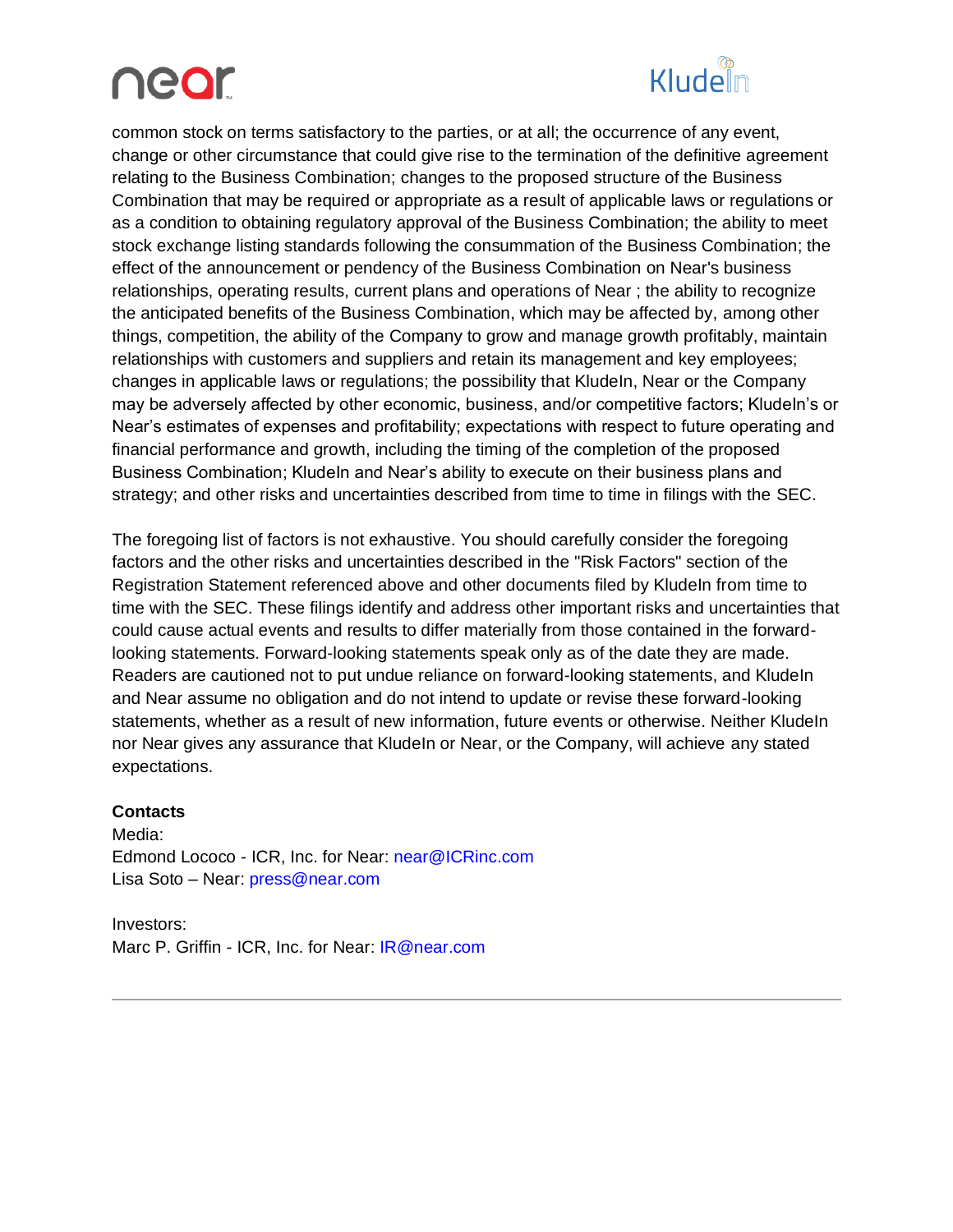common stock on terms satisfactory to the parties, or at all; the occurrence of any event, change or other circumstance that could give rise to the termination of the definitive agreement relating to the Business Combination; changes to the proposed structure of the Business Combination that may be required or appropriate as a result of applicable laws or regulations or as a condition to obtaining regulatory approval of the Business Combination; the ability to meet stock exchange listing standards following the consummation of the Business Combination; the effect of the announcement or pendency of the Business Combination on Near's business relationships, operating results, current plans and operations of Near ; the ability to recognize the anticipated benefits of the Business Combination, which may be affected by, among other things, competition, the ability of the Company to grow and manage growth profitably, maintain relationships with customers and suppliers and retain its management and key employees; changes in applicable laws or regulations; the possibility that KludeIn, Near or the Company may be adversely affected by other economic, business, and/or competitive factors; KludeIn's or Near's estimates of expenses and profitability; expectations with respect to future operating and financial performance and growth, including the timing of the completion of the proposed Business Combination; KludeIn and Near's ability to execute on their business plans and strategy; and other risks and uncertainties described from time to time in filings with the SEC.

The foregoing list of factors is not exhaustive. You should carefully consider the foregoing factors and the other risks and uncertainties described in the "Risk Factors" section of the Registration Statement referenced above and other documents filed by KludeIn from time to time with the SEC. These filings identify and address other important risks and uncertainties that could cause actual events and results to differ materially from those contained in the forward-looking statements. Forward-looking statements speak only as of the date they are made. Readers are cautioned not to put undue reliance on forward-looking statements, and KludeIn and Near assume no obligation and do not intend to update or revise these forward-looking statements, whether as a result of new information, future events or otherwise. Neither KludeIn nor Near gives any assurance that KludeIn or Near, or the Company, will achieve any stated expectations.

**Contacts**

Media:
Edmond Lococo - ICR, Inc. for Near: near@ICRinc.com
Lisa Soto – Near: press@near.com

Investors:
Marc P. Griffin - ICR, Inc. for Near: IR@near.com